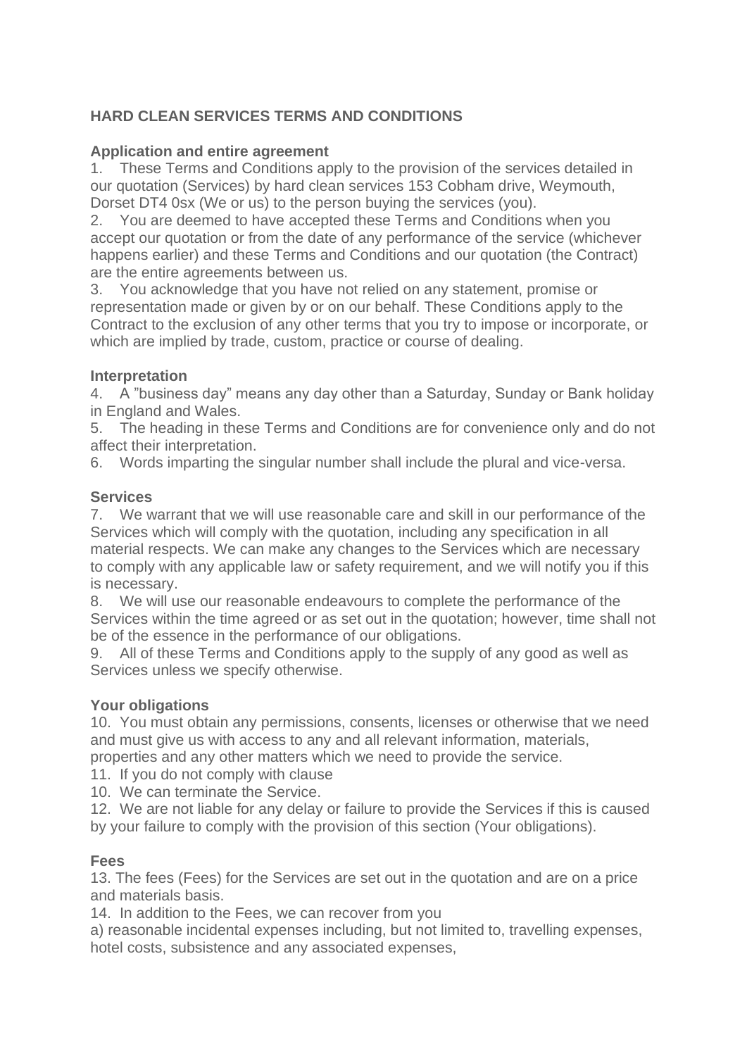# HARD CLEAN SERVICES TERMS AND CONDITIONS

## Application and entire agreement

1. These Terms and Conditions apply to the provision of the services detailed in our quotation (Services) by hard clean services 153 Cobham drive, Weymouth, Dorset DT4 0sx (We or us) to the person buying the services (you).
2. You are deemed to have accepted these Terms and Conditions when you accept our quotation or from the date of any performance of the service (whichever happens earlier) and these Terms and Conditions and our quotation (the Contract) are the entire agreements between us.
3. You acknowledge that you have not relied on any statement, promise or representation made or given by or on our behalf. These Conditions apply to the Contract to the exclusion of any other terms that you try to impose or incorporate, or which are implied by trade, custom, practice or course of dealing.

## Interpretation

4. A "business day" means any day other than a Saturday, Sunday or Bank holiday in England and Wales.
5. The heading in these Terms and Conditions are for convenience only and do not affect their interpretation.
6. Words imparting the singular number shall include the plural and vice-versa.

## Services

7. We warrant that we will use reasonable care and skill in our performance of the Services which will comply with the quotation, including any specification in all material respects. We can make any changes to the Services which are necessary to comply with any applicable law or safety requirement, and we will notify you if this is necessary.
8. We will use our reasonable endeavours to complete the performance of the Services within the time agreed or as set out in the quotation; however, time shall not be of the essence in the performance of our obligations.
9. All of these Terms and Conditions apply to the supply of any good as well as Services unless we specify otherwise.

## Your obligations

10. You must obtain any permissions, consents, licenses or otherwise that we need and must give us with access to any and all relevant information, materials, properties and any other matters which we need to provide the service.
11. If you do not comply with clause
10. We can terminate the Service.
12. We are not liable for any delay or failure to provide the Services if this is caused by your failure to comply with the provision of this section (Your obligations).

## Fees

13. The fees (Fees) for the Services are set out in the quotation and are on a price and materials basis.
14. In addition to the Fees, we can recover from you

a) reasonable incidental expenses including, but not limited to, travelling expenses, hotel costs, subsistence and any associated expenses,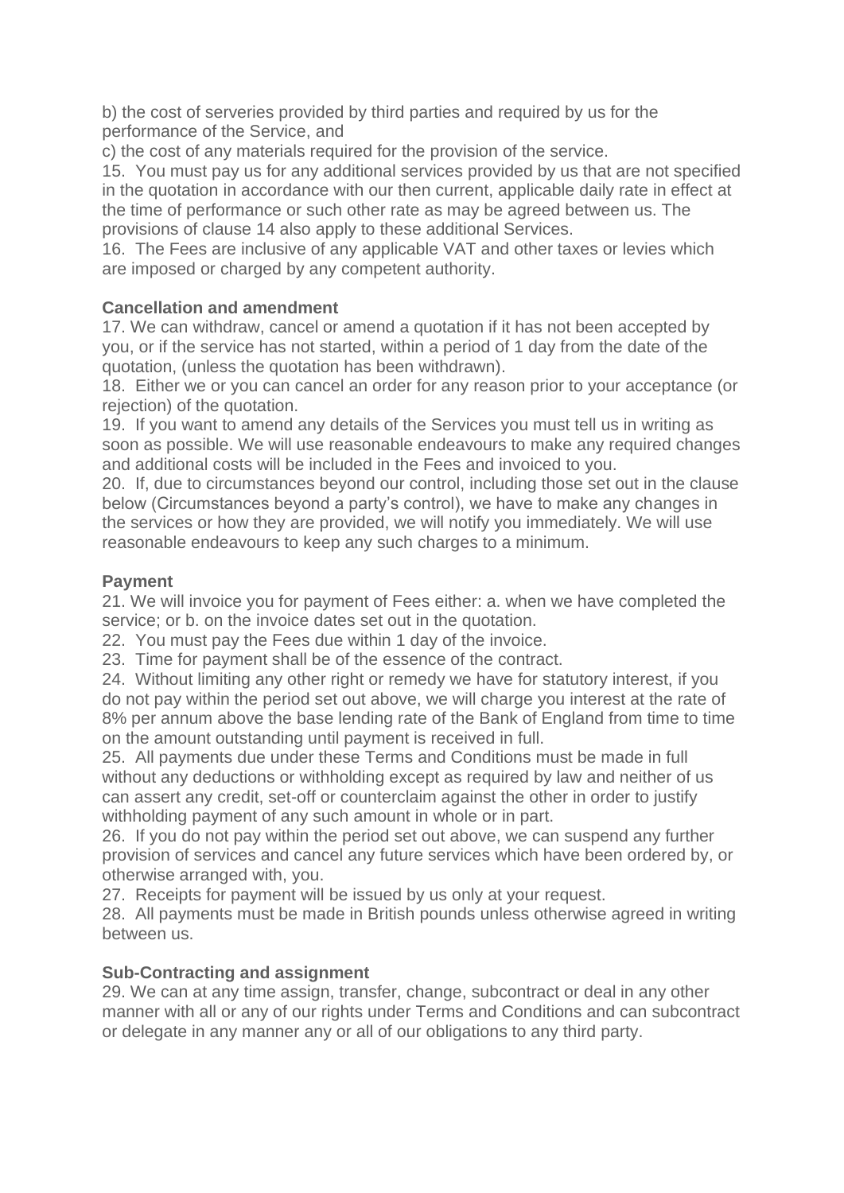b) the cost of serveries provided by third parties and required by us for the performance of the Service, and

c) the cost of any materials required for the provision of the service.

15. You must pay us for any additional services provided by us that are not specified in the quotation in accordance with our then current, applicable daily rate in effect at the time of performance or such other rate as may be agreed between us. The provisions of clause 14 also apply to these additional Services.

16. The Fees are inclusive of any applicable VAT and other taxes or levies which are imposed or charged by any competent authority.

**Cancellation and amendment**

17. We can withdraw, cancel or amend a quotation if it has not been accepted by you, or if the service has not started, within a period of 1 day from the date of the quotation, (unless the quotation has been withdrawn).

18. Either we or you can cancel an order for any reason prior to your acceptance (or rejection) of the quotation.

19. If you want to amend any details of the Services you must tell us in writing as soon as possible. We will use reasonable endeavours to make any required changes and additional costs will be included in the Fees and invoiced to you.

20. If, due to circumstances beyond our control, including those set out in the clause below (Circumstances beyond a party's control), we have to make any changes in the services or how they are provided, we will notify you immediately. We will use reasonable endeavours to keep any such charges to a minimum.

**Payment**

21. We will invoice you for payment of Fees either: a. when we have completed the service; or b. on the invoice dates set out in the quotation.

22. You must pay the Fees due within 1 day of the invoice.

23. Time for payment shall be of the essence of the contract.

24. Without limiting any other right or remedy we have for statutory interest, if you do not pay within the period set out above, we will charge you interest at the rate of 8% per annum above the base lending rate of the Bank of England from time to time on the amount outstanding until payment is received in full.

25. All payments due under these Terms and Conditions must be made in full without any deductions or withholding except as required by law and neither of us can assert any credit, set-off or counterclaim against the other in order to justify withholding payment of any such amount in whole or in part.

26. If you do not pay within the period set out above, we can suspend any further provision of services and cancel any future services which have been ordered by, or otherwise arranged with, you.

27. Receipts for payment will be issued by us only at your request.

28. All payments must be made in British pounds unless otherwise agreed in writing between us.

**Sub-Contracting and assignment**

29. We can at any time assign, transfer, change, subcontract or deal in any other manner with all or any of our rights under Terms and Conditions and can subcontract or delegate in any manner any or all of our obligations to any third party.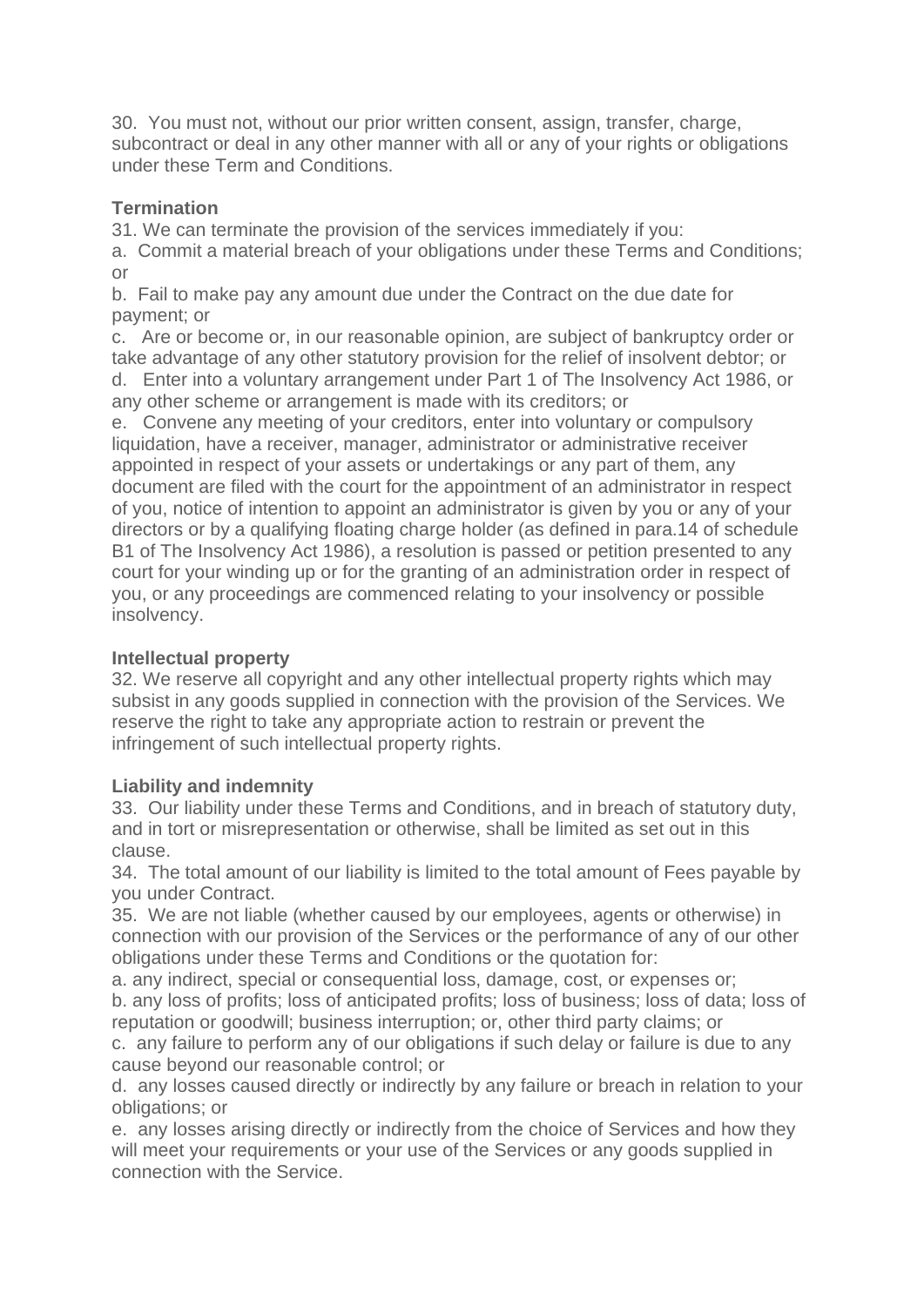30. You must not, without our prior written consent, assign, transfer, charge, subcontract or deal in any other manner with all or any of your rights or obligations under these Term and Conditions.

**Termination**

31. We can terminate the provision of the services immediately if you:

a. Commit a material breach of your obligations under these Terms and Conditions; or

b. Fail to make pay any amount due under the Contract on the due date for payment; or

c. Are or become or, in our reasonable opinion, are subject of bankruptcy order or take advantage of any other statutory provision for the relief of insolvent debtor; or

d. Enter into a voluntary arrangement under Part 1 of The Insolvency Act 1986, or any other scheme or arrangement is made with its creditors; or

e. Convene any meeting of your creditors, enter into voluntary or compulsory liquidation, have a receiver, manager, administrator or administrative receiver appointed in respect of your assets or undertakings or any part of them, any document are filed with the court for the appointment of an administrator in respect of you, notice of intention to appoint an administrator is given by you or any of your directors or by a qualifying floating charge holder (as defined in para.14 of schedule B1 of The Insolvency Act 1986), a resolution is passed or petition presented to any court for your winding up or for the granting of an administration order in respect of you, or any proceedings are commenced relating to your insolvency or possible insolvency.

**Intellectual property**

32. We reserve all copyright and any other intellectual property rights which may subsist in any goods supplied in connection with the provision of the Services. We reserve the right to take any appropriate action to restrain or prevent the infringement of such intellectual property rights.

**Liability and indemnity**

33. Our liability under these Terms and Conditions, and in breach of statutory duty, and in tort or misrepresentation or otherwise, shall be limited as set out in this clause.

34. The total amount of our liability is limited to the total amount of Fees payable by you under Contract.

35. We are not liable (whether caused by our employees, agents or otherwise) in connection with our provision of the Services or the performance of any of our other obligations under these Terms and Conditions or the quotation for:

a. any indirect, special or consequential loss, damage, cost, or expenses or;

b. any loss of profits; loss of anticipated profits; loss of business; loss of data; loss of reputation or goodwill; business interruption; or, other third party claims; or

c. any failure to perform any of our obligations if such delay or failure is due to any cause beyond our reasonable control; or

d. any losses caused directly or indirectly by any failure or breach in relation to your obligations; or

e. any losses arising directly or indirectly from the choice of Services and how they will meet your requirements or your use of the Services or any goods supplied in connection with the Service.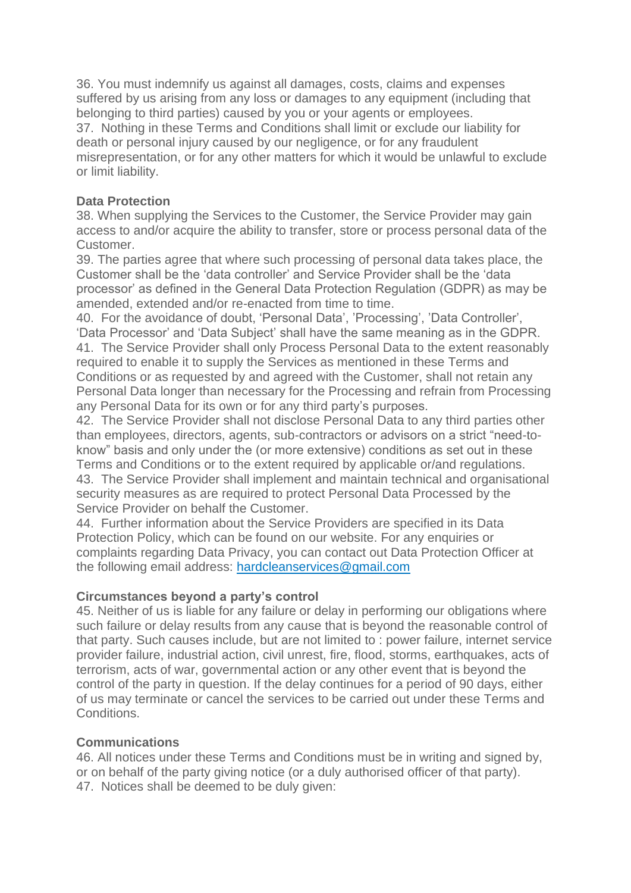36. You must indemnify us against all damages, costs, claims and expenses suffered by us arising from any loss or damages to any equipment (including that belonging to third parties) caused by you or your agents or employees.
37. Nothing in these Terms and Conditions shall limit or exclude our liability for death or personal injury caused by our negligence, or for any fraudulent misrepresentation, or for any other matters for which it would be unlawful to exclude or limit liability.

**Data Protection**

38. When supplying the Services to the Customer, the Service Provider may gain access to and/or acquire the ability to transfer, store or process personal data of the Customer.
39. The parties agree that where such processing of personal data takes place, the Customer shall be the 'data controller' and Service Provider shall be the 'data processor' as defined in the General Data Protection Regulation (GDPR) as may be amended, extended and/or re-enacted from time to time.
40. For the avoidance of doubt, 'Personal Data', 'Processing', 'Data Controller', 'Data Processor' and 'Data Subject' shall have the same meaning as in the GDPR.
41. The Service Provider shall only Process Personal Data to the extent reasonably required to enable it to supply the Services as mentioned in these Terms and Conditions or as requested by and agreed with the Customer, shall not retain any Personal Data longer than necessary for the Processing and refrain from Processing any Personal Data for its own or for any third party's purposes.
42. The Service Provider shall not disclose Personal Data to any third parties other than employees, directors, agents, sub-contractors or advisors on a strict "need-to-know" basis and only under the (or more extensive) conditions as set out in these Terms and Conditions or to the extent required by applicable or/and regulations.
43. The Service Provider shall implement and maintain technical and organisational security measures as are required to protect Personal Data Processed by the Service Provider on behalf the Customer.
44. Further information about the Service Providers are specified in its Data Protection Policy, which can be found on our website. For any enquiries or complaints regarding Data Privacy, you can contact out Data Protection Officer at the following email address: hardcleanservices@gmail.com

**Circumstances beyond a party's control**

45. Neither of us is liable for any failure or delay in performing our obligations where such failure or delay results from any cause that is beyond the reasonable control of that party. Such causes include, but are not limited to : power failure, internet service provider failure, industrial action, civil unrest, fire, flood, storms, earthquakes, acts of terrorism, acts of war, governmental action or any other event that is beyond the control of the party in question. If the delay continues for a period of 90 days, either of us may terminate or cancel the services to be carried out under these Terms and Conditions.

**Communications**

46. All notices under these Terms and Conditions must be in writing and signed by, or on behalf of the party giving notice (or a duly authorised officer of that party).
47. Notices shall be deemed to be duly given: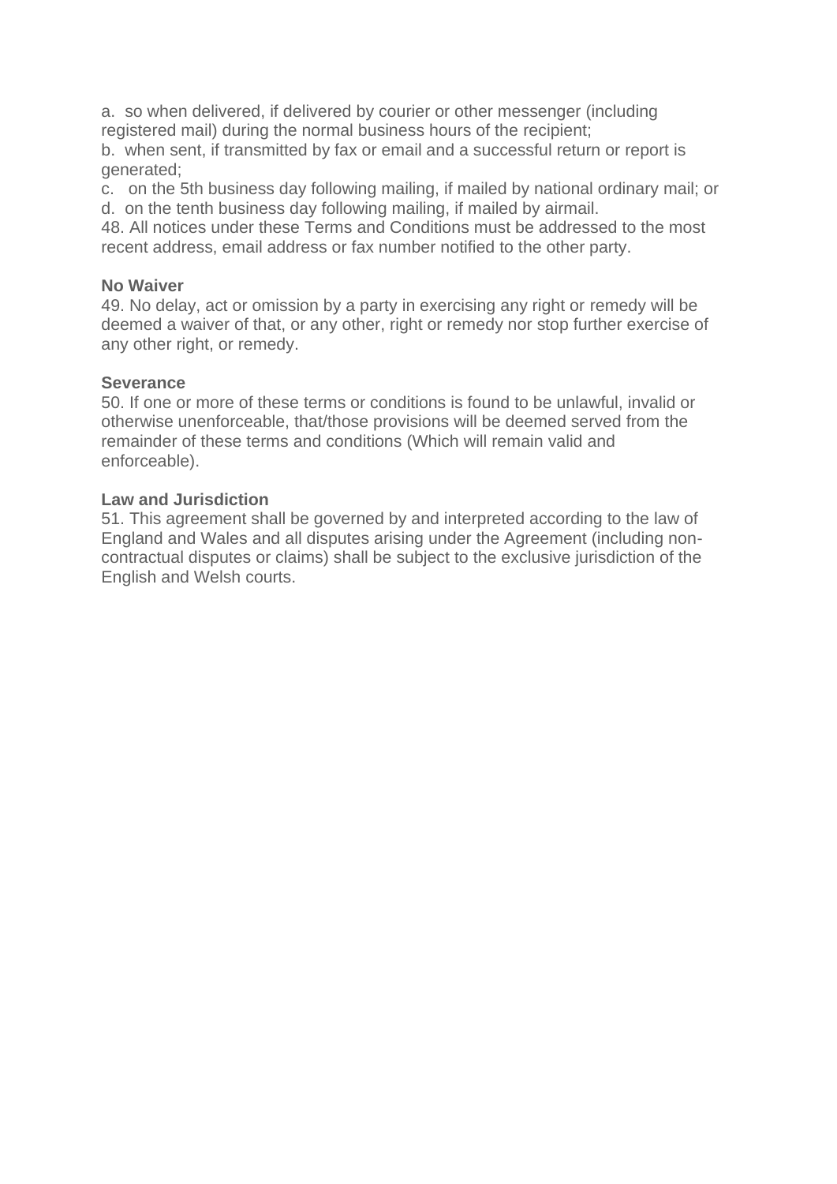a. so when delivered, if delivered by courier or other messenger (including registered mail) during the normal business hours of the recipient;
b. when sent, if transmitted by fax or email and a successful return or report is generated;
c. on the 5th business day following mailing, if mailed by national ordinary mail; or
d. on the tenth business day following mailing, if mailed by airmail.

48. All notices under these Terms and Conditions must be addressed to the most recent address, email address or fax number notified to the other party.

**No Waiver**

49. No delay, act or omission by a party in exercising any right or remedy will be deemed a waiver of that, or any other, right or remedy nor stop further exercise of any other right, or remedy.

**Severance**

50. If one or more of these terms or conditions is found to be unlawful, invalid or otherwise unenforceable, that/those provisions will be deemed served from the remainder of these terms and conditions (Which will remain valid and enforceable).

**Law and Jurisdiction**

51. This agreement shall be governed by and interpreted according to the law of England and Wales and all disputes arising under the Agreement (including non-contractual disputes or claims) shall be subject to the exclusive jurisdiction of the English and Welsh courts.